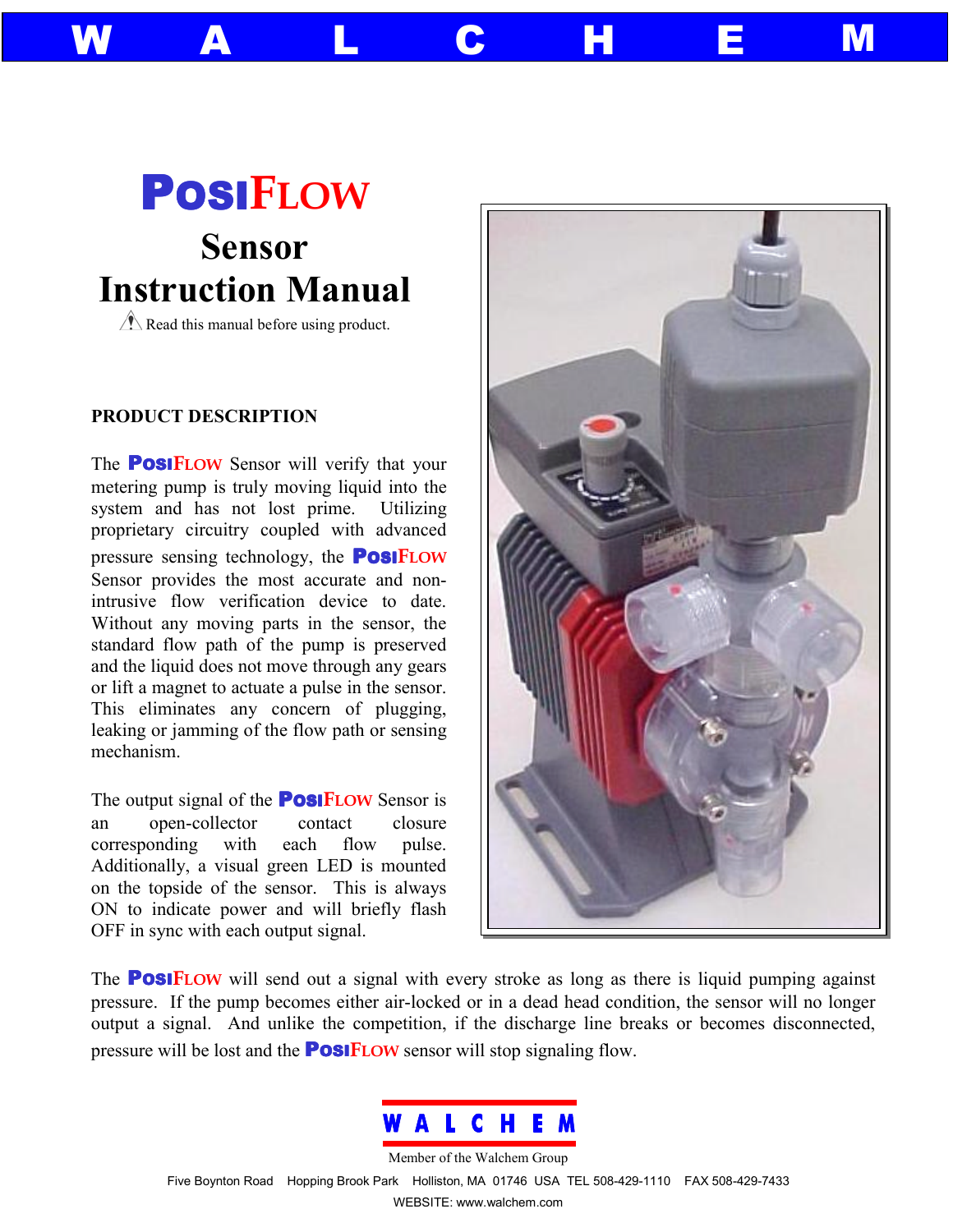# WALCHEM

# POSIFLOW

## Sensor Instruction Manual

⚠ Read this manual before using product.

### PRODUCT DESCRIPTION

The **POSIFLOW** Sensor will verify that your metering pump is truly moving liquid into the system and has not lost prime. Utilizing proprietary circuitry coupled with advanced pressure sensing technology, the **POSIFLOW** Sensor provides the most accurate and non-intrusive flow verification device to date. Without any moving parts in the sensor, the standard flow path of the pump is preserved and the liquid does not move through any gears or lift a magnet to actuate a pulse in the sensor. This eliminates any concern of plugging, leaking or jamming of the flow path or sensing mechanism.

The output signal of the **POSIFLOW** Sensor is an open-collector contact closure corresponding with each flow pulse. Additionally, a visual green LED is mounted on the topside of the sensor. This is always ON to indicate power and will briefly flash OFF in sync with each output signal.

The **POSIFLOW** will send out a signal with every stroke as long as there is liquid pumping against pressure. If the pump becomes either air-locked or in a dead head condition, the sensor will no longer output a signal. And unlike the competition, if the discharge line breaks or becomes disconnected, pressure will be lost and the **POSIFLOW** sensor will stop signaling flow.

**WALCHEM**

Member of the Walchem Group

Five Boynton Road Hopping Brook Park Holliston, MA 01746 USA TEL 508-429-1110 FAX 508-429-7433

WEBSITE: www.walchem.com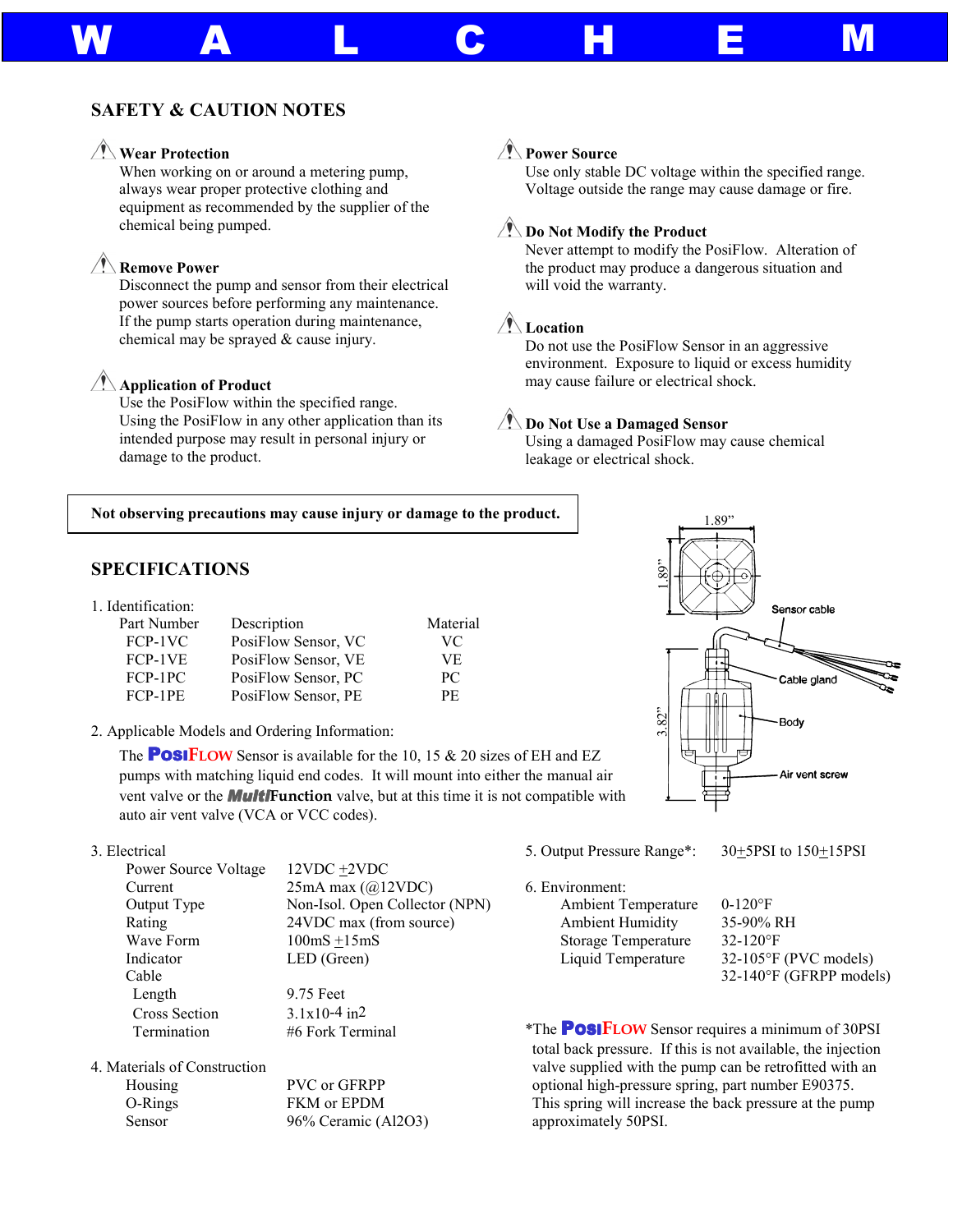# W A L C H E M

## SAFETY & CAUTION NOTES

**Wear Protection**
When working on or around a metering pump, always wear proper protective clothing and equipment as recommended by the supplier of the chemical being pumped.

**Remove Power**
Disconnect the pump and sensor from their electrical power sources before performing any maintenance. If the pump starts operation during maintenance, chemical may be sprayed & cause injury.

**Application of Product**
Use the PosiFlow within the specified range. Using the PosiFlow in any other application than its intended purpose may result in personal injury or damage to the product.

**Power Source**
Use only stable DC voltage within the specified range. Voltage outside the range may cause damage or fire.

**Do Not Modify the Product**
Never attempt to modify the PosiFlow. Alteration of the product may produce a dangerous situation and will void the warranty.

**Location**
Do not use the PosiFlow Sensor in an aggressive environment. Exposure to liquid or excess humidity may cause failure or electrical shock.

**Do Not Use a Damaged Sensor**
Using a damaged PosiFlow may cause chemical leakage or electrical shock.

**Not observing precautions may cause injury or damage to the product.**

## SPECIFICATIONS

1. Identification:

| Part Number | Description | Material |
|---|---|---|
| FCP-1VC | PosiFlow Sensor, VC | VC |
| FCP-1VE | PosiFlow Sensor, VE | VE |
| FCP-1PC | PosiFlow Sensor, PC | PC |
| FCP-1PE | PosiFlow Sensor, PE | PE |

2. Applicable Models and Ordering Information:

The **POSIFLOW** Sensor is available for the 10, 15 & 20 sizes of EH and EZ pumps with matching liquid end codes. It will mount into either the manual air vent valve or the ***Multi*Function** valve, but at this time it is not compatible with auto air vent valve (VCA or VCC codes).

1.89”

1.89”

3.82”

Sensor cable

Cable gland

Body

Air vent screw

3. Electrical

| | |
|---|---|
| Power Source Voltage | 12VDC ±2VDC |
| Current | 25mA max (@12VDC) |
| Output Type | Non-Isol. Open Collector (NPN) |
| Rating | 24VDC max (from source) |
| Wave Form | 100mS ±15mS |
| Indicator | LED (Green) |
| Cable | |
| Length | 9.75 Feet |
| Cross Section | $3.1 \times 10^{-4}$ in2 |
| Termination | #6 Fork Terminal |

4. Materials of Construction

| | |
|---|---|
| Housing | PVC or GFRPP |
| O-Rings | FKM or EPDM |
| Sensor | 96% Ceramic ($Al_2O_3$) |

5. Output Pressure Range*: 30±5PSI to 150±15PSI

6. Environment:

| | |
|---|---|
| Ambient Temperature | 0-120°F |
| Ambient Humidity | 35-90% RH |
| Storage Temperature | 32-120°F |
| Liquid Temperature | 32-105°F (PVC models) |
| | 32-140°F (GFRPP models) |

*The **POSIFLOW** Sensor requires a minimum of 30PSI total back pressure. If this is not available, the injection valve supplied with the pump can be retrofitted with an optional high-pressure spring, part number E90375. This spring will increase the back pressure at the pump approximately 50PSI.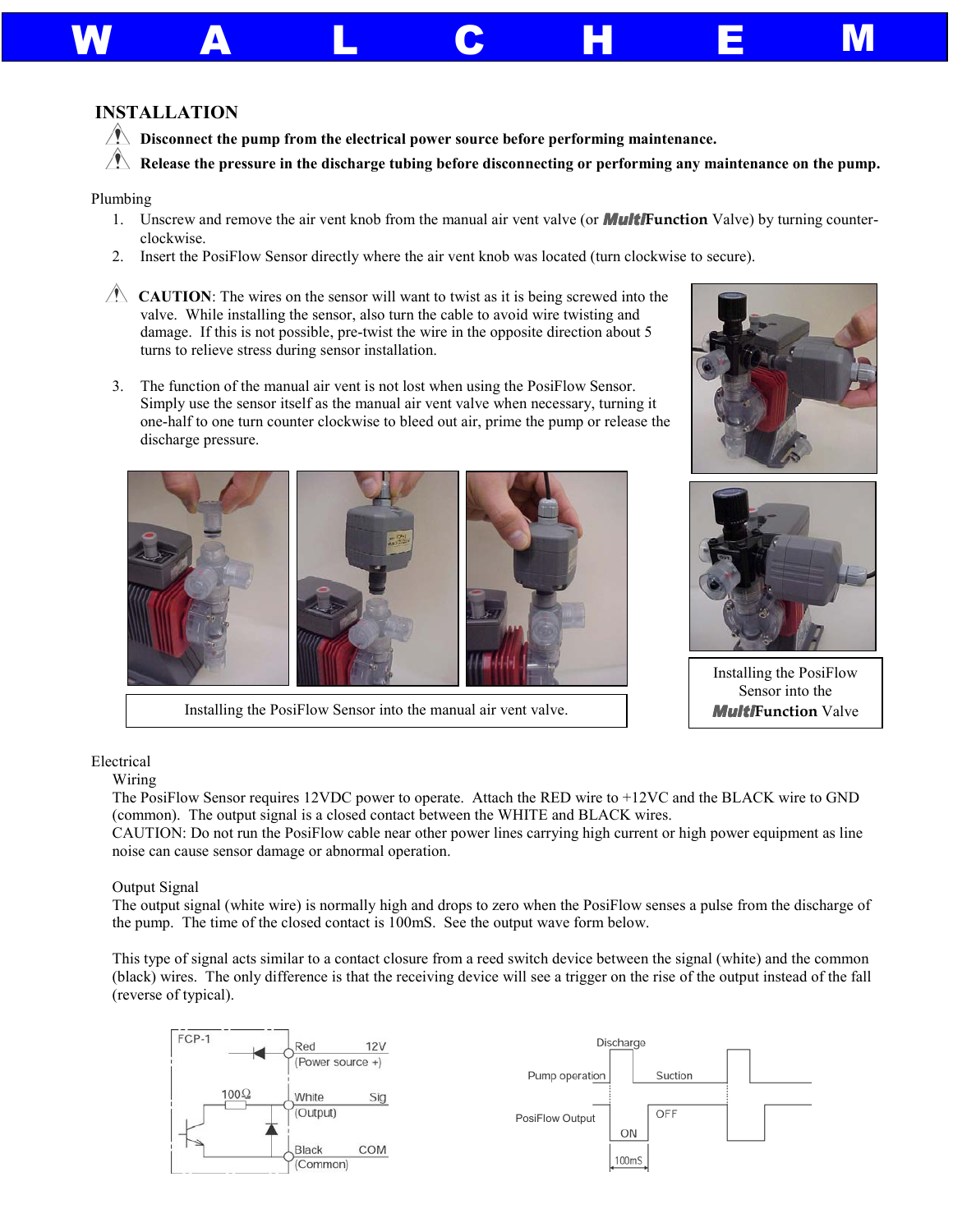# INSTALLATION

⚠ **Disconnect the pump from the electrical power source before performing maintenance.**

⚠ **Release the pressure in the discharge tubing before disconnecting or performing any maintenance on the pump.**

Plumbing

1. Unscrew and remove the air vent knob from the manual air vent valve (or ***Multi*Function** Valve) by turning counter-clockwise.
2. Insert the PosiFlow Sensor directly where the air vent knob was located (turn clockwise to secure).

⚠ **CAUTION**: The wires on the sensor will want to twist as it is being screwed into the valve. While installing the sensor, also turn the cable to avoid wire twisting and damage. If this is not possible, pre-twist the wire in the opposite direction about 5 turns to relieve stress during sensor installation.

3. The function of the manual air vent is not lost when using the PosiFlow Sensor. Simply use the sensor itself as the manual air vent valve when necessary, turning it one-half to one turn counter clockwise to bleed out air, prime the pump or release the discharge pressure.

Installing the PosiFlow Sensor into the manual air vent valve.

Installing the PosiFlow Sensor into the ***Multi*Function** Valve

Electrical

Wiring

The PosiFlow Sensor requires 12VDC power to operate. Attach the RED wire to +12VC and the BLACK wire to GND (common). The output signal is a closed contact between the WHITE and BLACK wires.

CAUTION: Do not run the PosiFlow cable near other power lines carrying high current or high power equipment as line noise can cause sensor damage or abnormal operation.

Output Signal

The output signal (white wire) is normally high and drops to zero when the PosiFlow senses a pulse from the discharge of the pump. The time of the closed contact is 100mS. See the output wave form below.

This type of signal acts similar to a contact closure from a reed switch device between the signal (white) and the common (black) wires. The only difference is that the receiving device will see a trigger on the rise of the output instead of the fall (reverse of typical).

FCP-1 — Red 12V (Power source +); White Sig (Output); Black COM (Common); 100Ω

Pump operation: Discharge / Suction — PosiFlow Output: ON / OFF — 100mS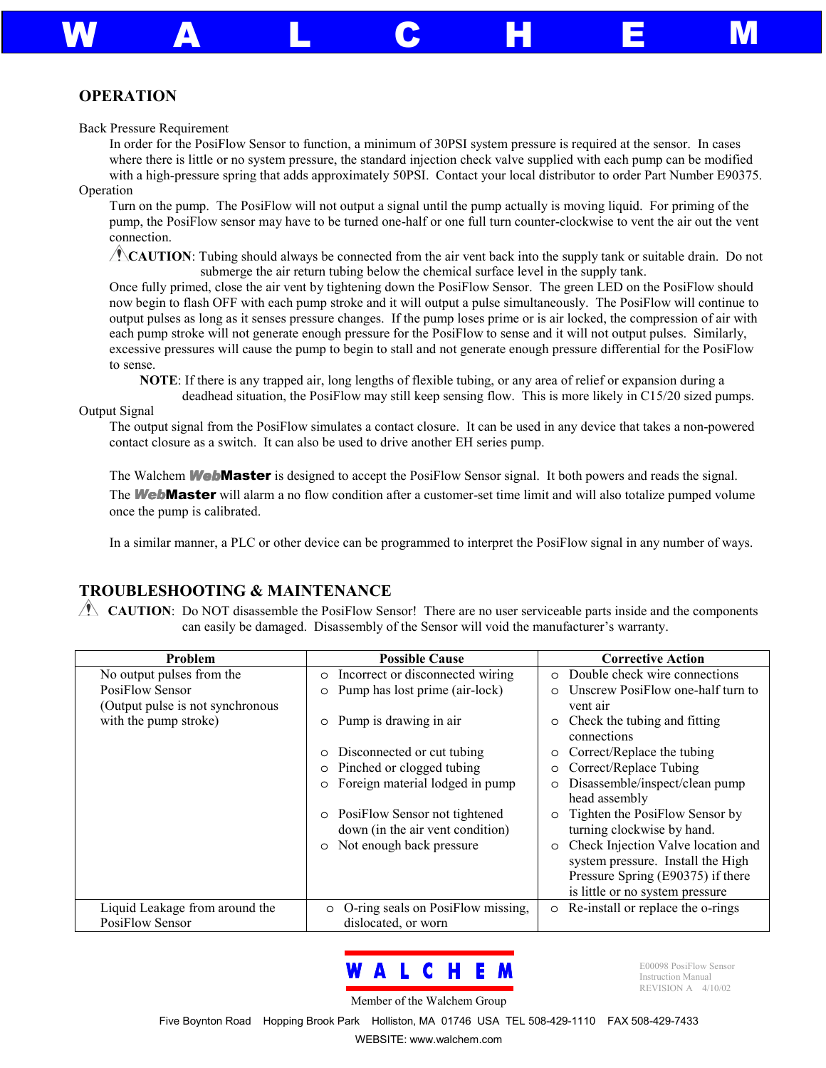## OPERATION

Back Pressure Requirement

In order for the PosiFlow Sensor to function, a minimum of 30PSI system pressure is required at the sensor. In cases where there is little or no system pressure, the standard injection check valve supplied with each pump can be modified with a high-pressure spring that adds approximately 50PSI. Contact your local distributor to order Part Number E90375.

Operation

Turn on the pump. The PosiFlow will not output a signal until the pump actually is moving liquid. For priming of the pump, the PosiFlow sensor may have to be turned one-half or one full turn counter-clockwise to vent the air out the vent connection.

⚠ **CAUTION**: Tubing should always be connected from the air vent back into the supply tank or suitable drain. Do not submerge the air return tubing below the chemical surface level in the supply tank.

Once fully primed, close the air vent by tightening down the PosiFlow Sensor. The green LED on the PosiFlow should now begin to flash OFF with each pump stroke and it will output a pulse simultaneously. The PosiFlow will continue to output pulses as long as it senses pressure changes. If the pump loses prime or is air locked, the compression of air with each pump stroke will not generate enough pressure for the PosiFlow to sense and it will not output pulses. Similarly, excessive pressures will cause the pump to begin to stall and not generate enough pressure differential for the PosiFlow to sense.

**NOTE**: If there is any trapped air, long lengths of flexible tubing, or any area of relief or expansion during a deadhead situation, the PosiFlow may still keep sensing flow. This is more likely in C15/20 sized pumps.

Output Signal

The output signal from the PosiFlow simulates a contact closure. It can be used in any device that takes a non-powered contact closure as a switch. It can also be used to drive another EH series pump.

The Walchem **WebMaster** is designed to accept the PosiFlow Sensor signal. It both powers and reads the signal. The **WebMaster** will alarm a no flow condition after a customer-set time limit and will also totalize pumped volume once the pump is calibrated.

In a similar manner, a PLC or other device can be programmed to interpret the PosiFlow signal in any number of ways.

## TROUBLESHOOTING & MAINTENANCE

⚠ **CAUTION**: Do NOT disassemble the PosiFlow Sensor! There are no user serviceable parts inside and the components can easily be damaged. Disassembly of the Sensor will void the manufacturer's warranty.

| Problem | Possible Cause | Corrective Action |
|---|---|---|
| No output pulses from the PosiFlow Sensor (Output pulse is not synchronous with the pump stroke) | ○ Incorrect or disconnected wiring | ○ Double check wire connections |
| | ○ Pump has lost prime (air-lock) | ○ Unscrew PosiFlow one-half turn to vent air |
| | ○ Pump is drawing in air | ○ Check the tubing and fitting connections |
| | ○ Disconnected or cut tubing | ○ Correct/Replace the tubing |
| | ○ Pinched or clogged tubing | ○ Correct/Replace Tubing |
| | ○ Foreign material lodged in pump | ○ Disassemble/inspect/clean pump head assembly |
| | ○ PosiFlow Sensor not tightened down (in the air vent condition) | ○ Tighten the PosiFlow Sensor by turning clockwise by hand. |
| | ○ Not enough back pressure | ○ Check Injection Valve location and system pressure. Install the High Pressure Spring (E90375) if there is little or no system pressure |
| Liquid Leakage from around the PosiFlow Sensor | ○ O-ring seals on PosiFlow missing, dislocated, or worn | ○ Re-install or replace the o-rings |

WALCHEM

Member of the Walchem Group

E00098 PosiFlow Sensor Instruction Manual REVISION A 4/10/02

Five Boynton Road Hopping Brook Park Holliston, MA 01746 USA TEL 508-429-1110 FAX 508-429-7433

WEBSITE: www.walchem.com